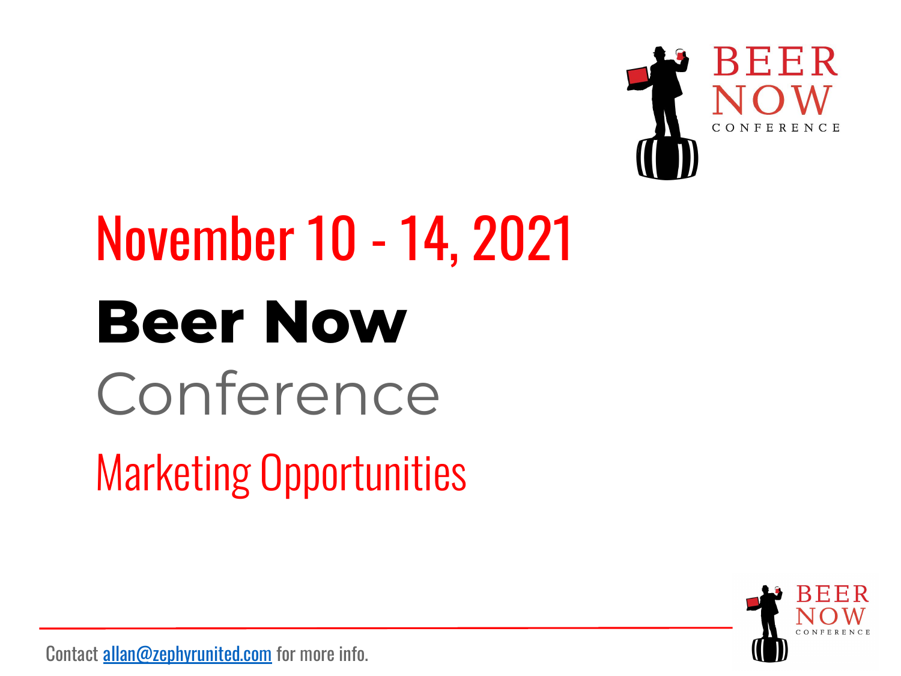November 10 - 14, 2021

# Beer Now

## Conference

### Marketing Opportunities

Contact allan@zephyrunited.com for more info.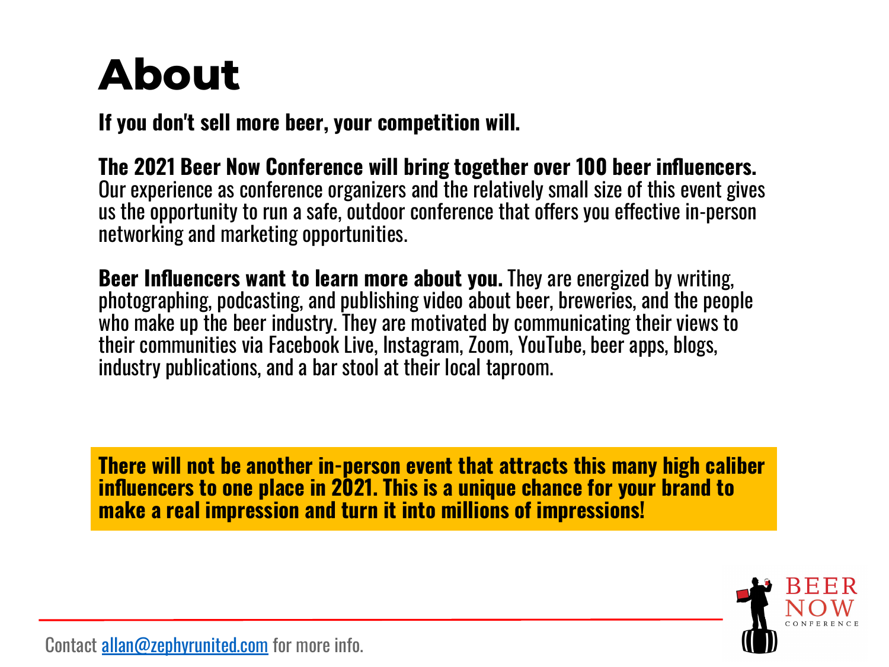# About

**If you don't sell more beer, your competition will.**

**The 2021 Beer Now Conference will bring together over 100 beer influencers.** Our experience as conference organizers and the relatively small size of this event gives us the opportunity to run a safe, outdoor conference that offers you effective in-person networking and marketing opportunities.

**Beer Influencers want to learn more about you.** They are energized by writing, photographing, podcasting, and publishing video about beer, breweries, and the people who make up the beer industry. They are motivated by communicating their views to their communities via Facebook Live, Instagram, Zoom, YouTube, beer apps, blogs, industry publications, and a bar stool at their local taproom.

**There will not be another in-person event that attracts this many high caliber influencers to one place in 2021. This is a unique chance for your brand to make a real impression and turn it into millions of impressions!**

Contact allan@zephyrunited.com for more info.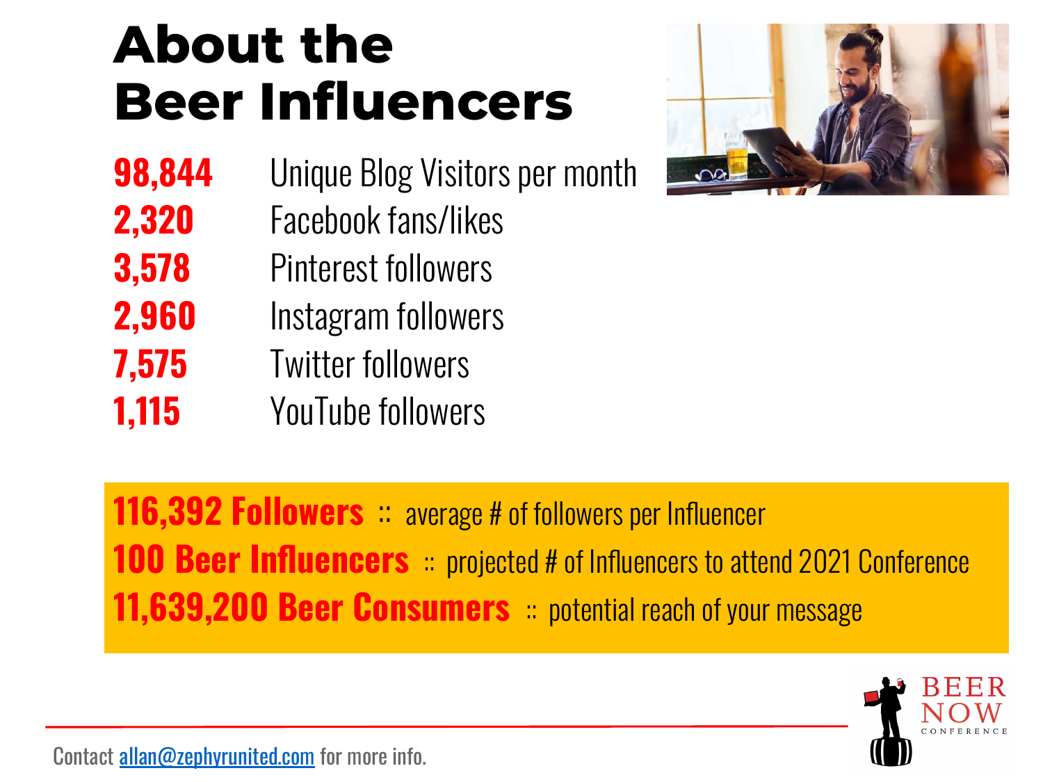# About the Beer Influencers

| | |
|---|---|
| **98,844** | Unique Blog Visitors per month |
| **2,320** | Facebook fans/likes |
| **3,578** | Pinterest followers |
| **2,960** | Instagram followers |
| **7,575** | Twitter followers |
| **1,115** | YouTube followers |

**116,392 Followers** :: average # of followers per Influencer

**100 Beer Influencers** :: projected # of Influencers to attend 2021 Conference

**11,639,200 Beer Consumers** :: potential reach of your message

BEER NOW CONFERENCE

Contact allan@zephyrunited.com for more info.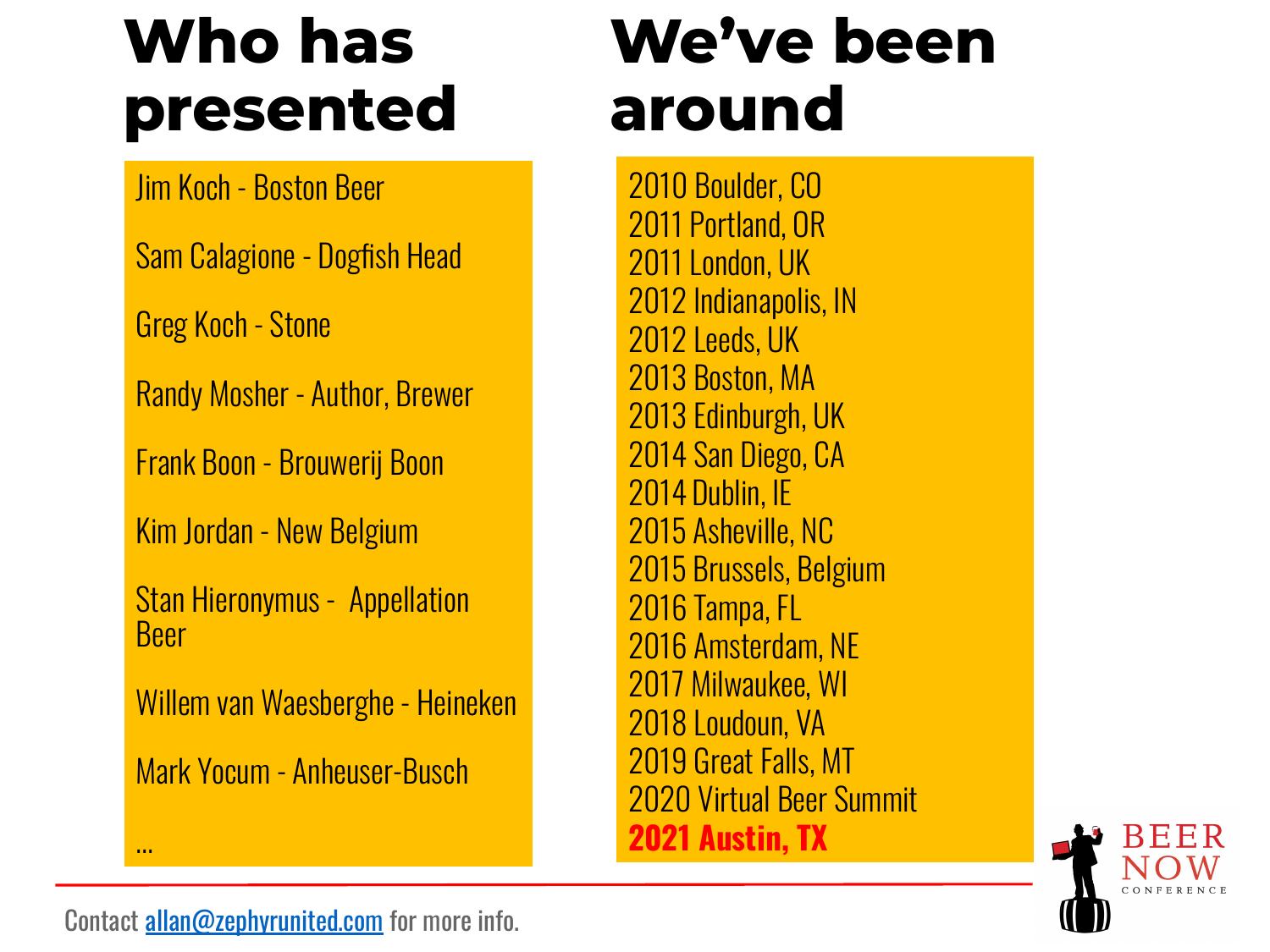## Who has presented

- Jim Koch - Boston Beer
- Sam Calagione - Dogfish Head
- Greg Koch - Stone
- Randy Mosher - Author, Brewer
- Frank Boon - Brouwerij Boon
- Kim Jordan - New Belgium
- Stan Hieronymus - Appellation Beer
- Willem van Waesberghe - Heineken
- Mark Yocum - Anheuser-Busch
- ...

## We've been around

2010 Boulder, CO
2011 Portland, OR
2011 London, UK
2012 Indianapolis, IN
2012 Leeds, UK
2013 Boston, MA
2013 Edinburgh, UK
2014 San Diego, CA
2014 Dublin, IE
2015 Asheville, NC
2015 Brussels, Belgium
2016 Tampa, FL
2016 Amsterdam, NE
2017 Milwaukee, WI
2018 Loudoun, VA
2019 Great Falls, MT
2020 Virtual Beer Summit
**2021 Austin, TX**

BEER NOW CONFERENCE

Contact allan@zephyrunited.com for more info.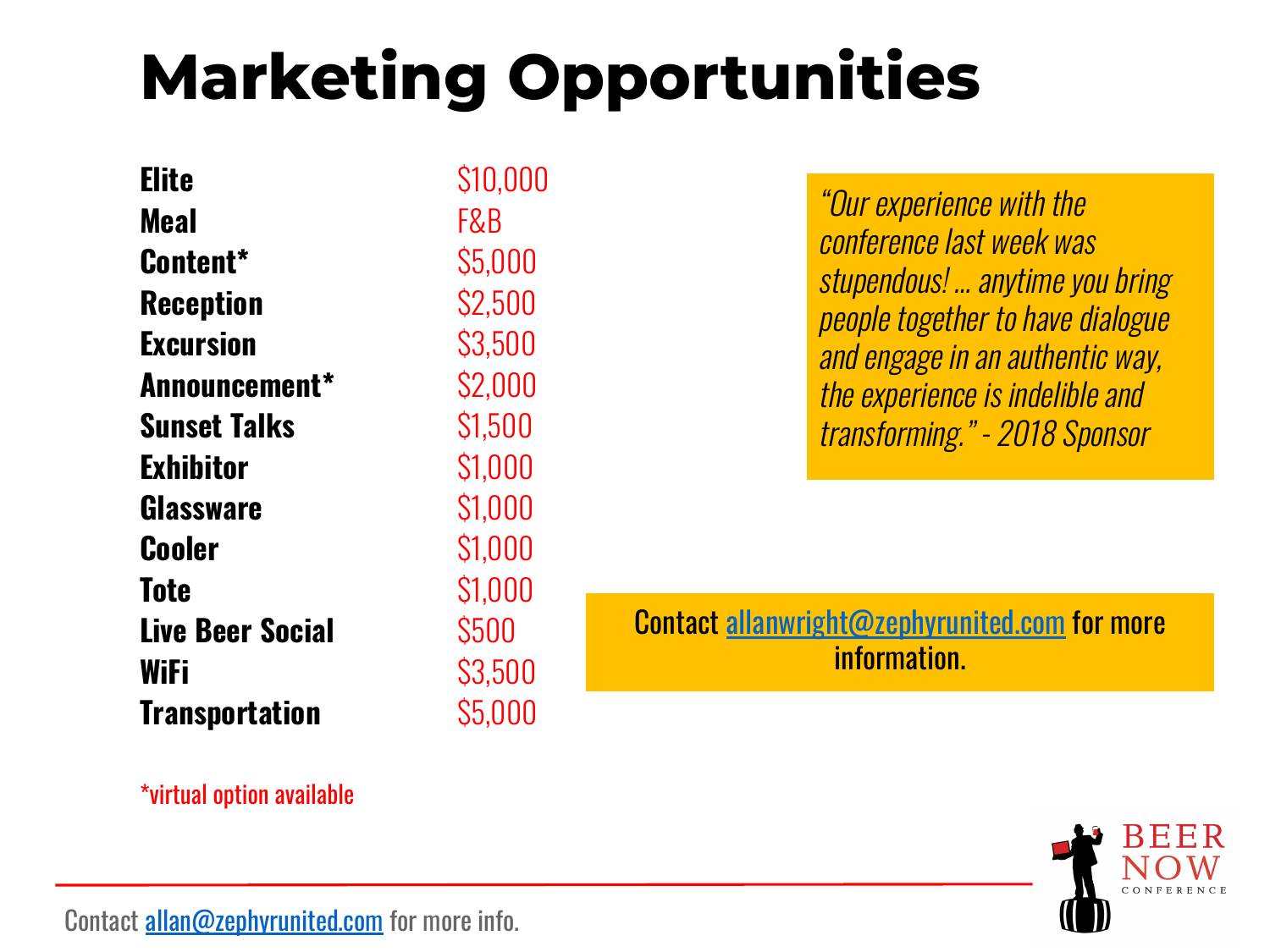# Marketing Opportunities

| | |
|---|---|
| **Elite** | $10,000 |
| **Meal** | F&B |
| **Content*** | $5,000 |
| **Reception** | $2,500 |
| **Excursion** | $3,500 |
| **Announcement*** | $2,000 |
| **Sunset Talks** | $1,500 |
| **Exhibitor** | $1,000 |
| **Glassware** | $1,000 |
| **Cooler** | $1,000 |
| **Tote** | $1,000 |
| **Live Beer Social** | $500 |
| **WiFi** | $3,500 |
| **Transportation** | $5,000 |

*virtual option available

*"Our experience with the conference last week was stupendous! ... anytime you bring people together to have dialogue and engage in an authentic way, the experience is indelible and transforming." - 2018 Sponsor*

Contact allanwright@zephyrunited.com for more information.

Contact allan@zephyrunited.com for more info.

BEER NOW CONFERENCE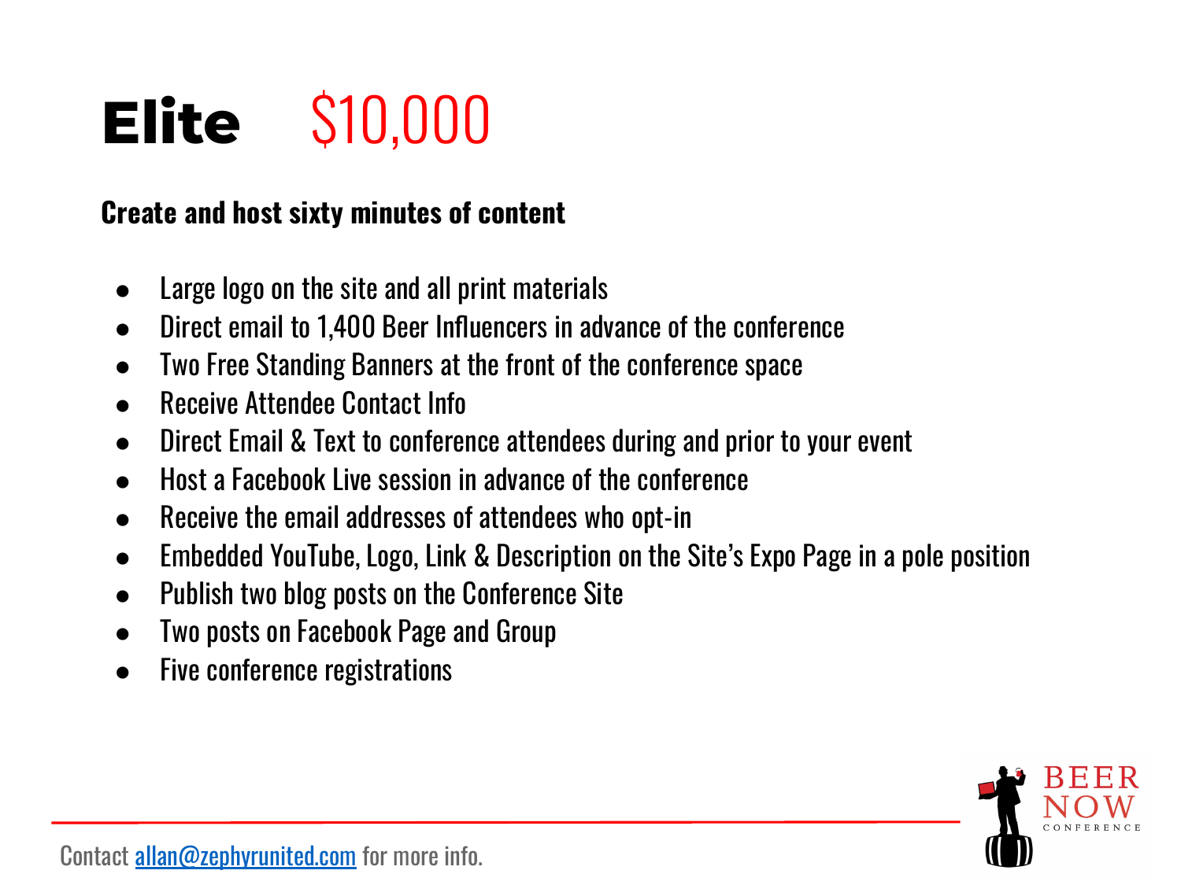# Elite $10,000

**Create and host sixty minutes of content**

- Large logo on the site and all print materials
- Direct email to 1,400 Beer Influencers in advance of the conference
- Two Free Standing Banners at the front of the conference space
- Receive Attendee Contact Info
- Direct Email & Text to conference attendees during and prior to your event
- Host a Facebook Live session in advance of the conference
- Receive the email addresses of attendees who opt-in
- Embedded YouTube, Logo, Link & Description on the Site's Expo Page in a pole position
- Publish two blog posts on the Conference Site
- Two posts on Facebook Page and Group
- Five conference registrations

Contact allan@zephyrunited.com for more info.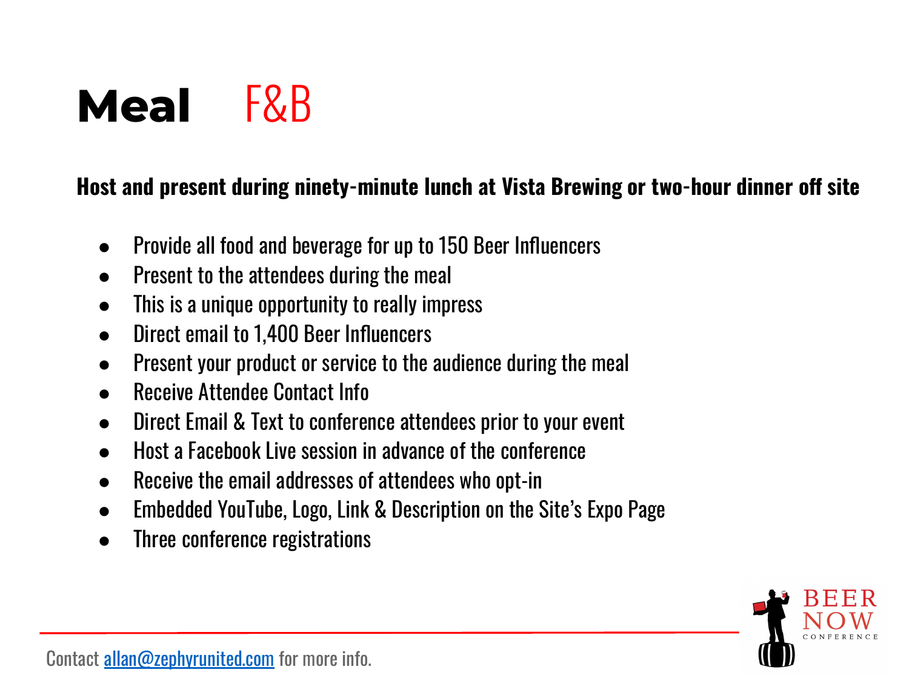# Meal F&B

**Host and present during ninety-minute lunch at Vista Brewing or two-hour dinner off site**

- Provide all food and beverage for up to 150 Beer Influencers
- Present to the attendees during the meal
- This is a unique opportunity to really impress
- Direct email to 1,400 Beer Influencers
- Present your product or service to the audience during the meal
- Receive Attendee Contact Info
- Direct Email & Text to conference attendees prior to your event
- Host a Facebook Live session in advance of the conference
- Receive the email addresses of attendees who opt-in
- Embedded YouTube, Logo, Link & Description on the Site's Expo Page
- Three conference registrations

Contact allan@zephyrunited.com for more info.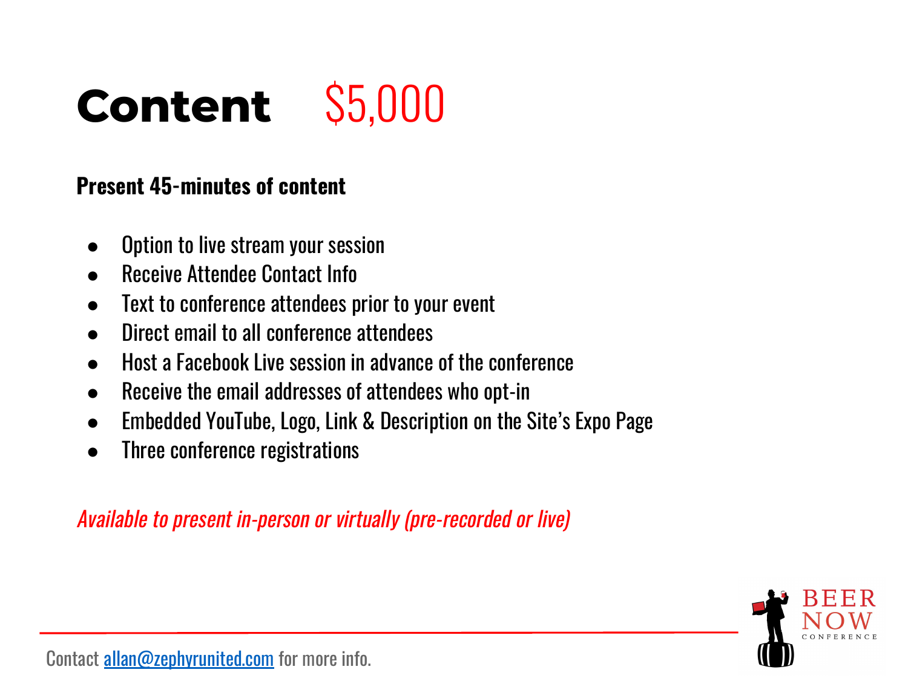# Content $5,000

**Present 45-minutes of content**

- Option to live stream your session
- Receive Attendee Contact Info
- Text to conference attendees prior to your event
- Direct email to all conference attendees
- Host a Facebook Live session in advance of the conference
- Receive the email addresses of attendees who opt-in
- Embedded YouTube, Logo, Link & Description on the Site's Expo Page
- Three conference registrations

*Available to present in-person or virtually (pre-recorded or live)*

Contact allan@zephyrunited.com for more info.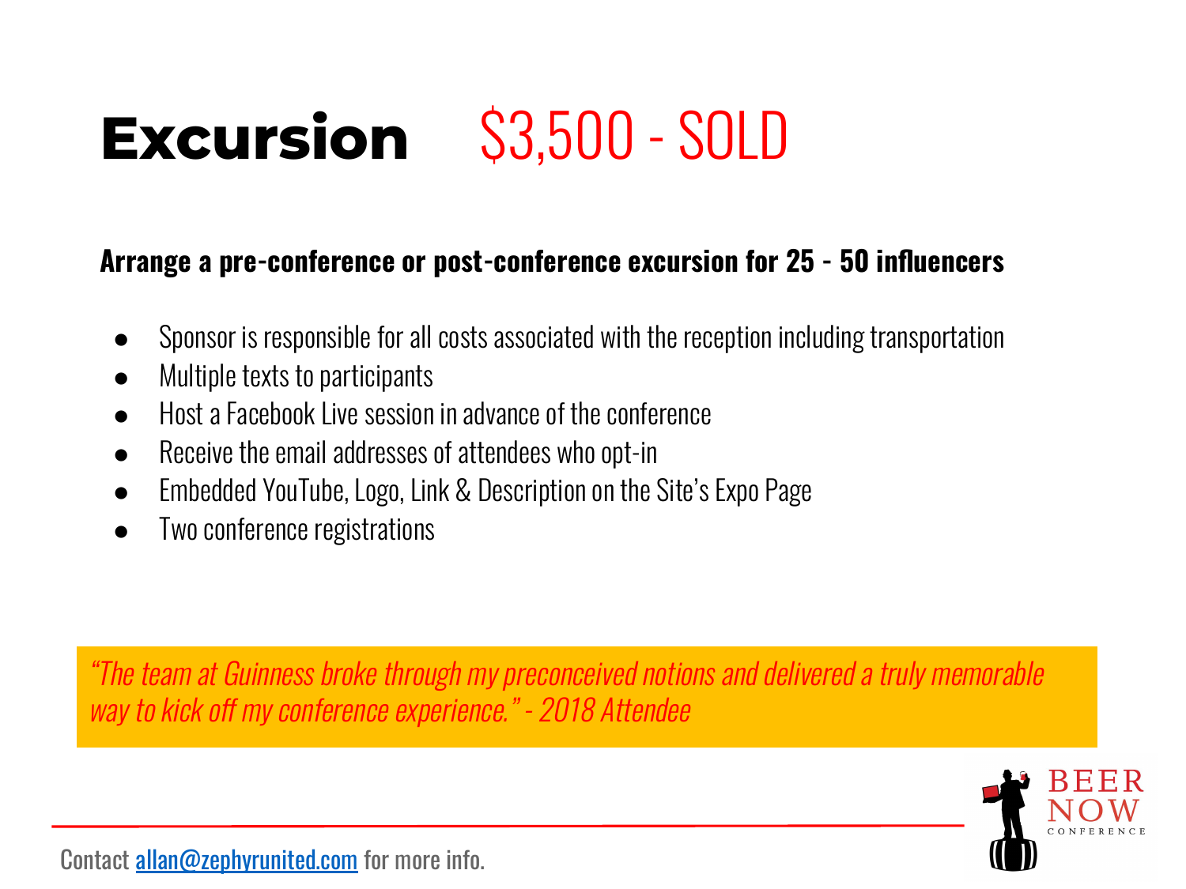# Excursion $3,500 - SOLD

**Arrange a pre-conference or post-conference excursion for 25 - 50 influencers**

- Sponsor is responsible for all costs associated with the reception including transportation
- Multiple texts to participants
- Host a Facebook Live session in advance of the conference
- Receive the email addresses of attendees who opt-in
- Embedded YouTube, Logo, Link & Description on the Site's Expo Page
- Two conference registrations

*"The team at Guinness broke through my preconceived notions and delivered a truly memorable way to kick off my conference experience." - 2018 Attendee*

Contact allan@zephyrunited.com for more info.

BEER NOW CONFERENCE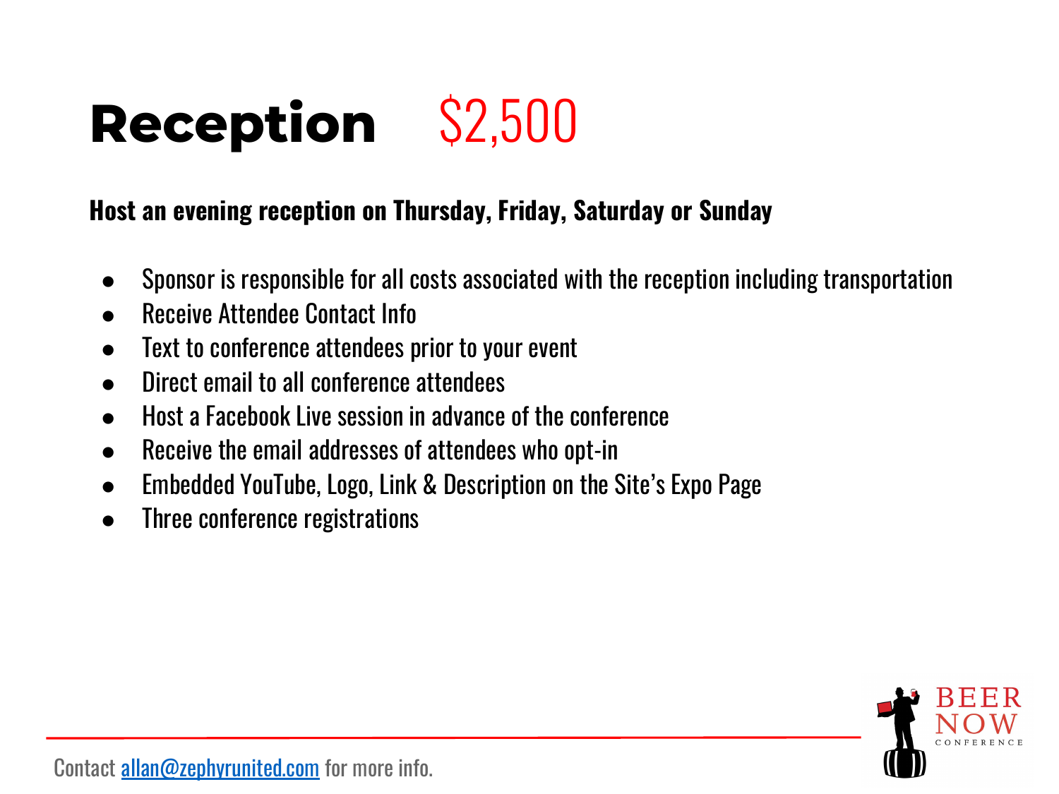# Reception $2,500

**Host an evening reception on Thursday, Friday, Saturday or Sunday**

- Sponsor is responsible for all costs associated with the reception including transportation
- Receive Attendee Contact Info
- Text to conference attendees prior to your event
- Direct email to all conference attendees
- Host a Facebook Live session in advance of the conference
- Receive the email addresses of attendees who opt-in
- Embedded YouTube, Logo, Link & Description on the Site's Expo Page
- Three conference registrations

Contact allan@zephyrunited.com for more info.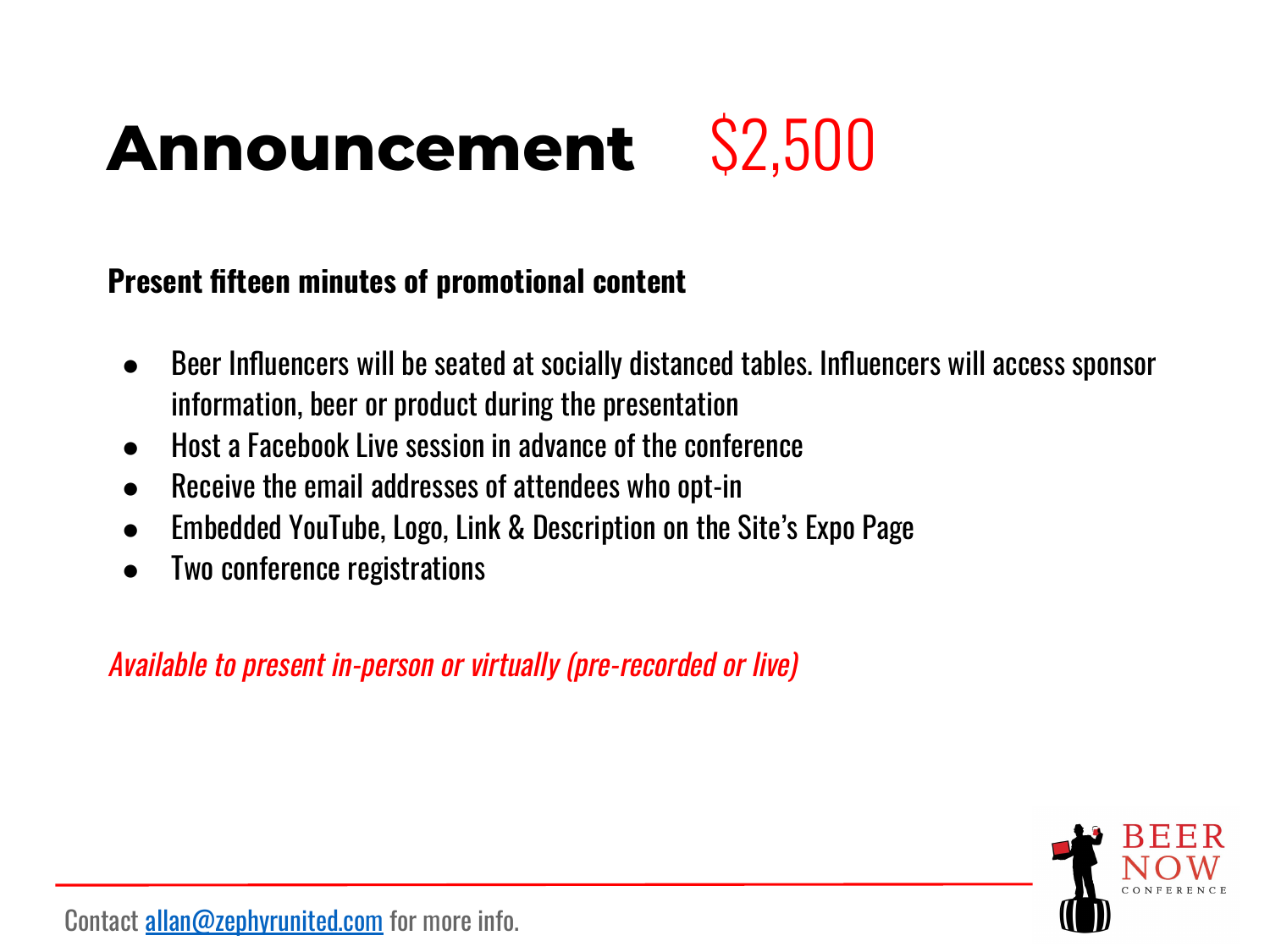# Announcement $2,500

**Present fifteen minutes of promotional content**

- Beer Influencers will be seated at socially distanced tables. Influencers will access sponsor information, beer or product during the presentation
- Host a Facebook Live session in advance of the conference
- Receive the email addresses of attendees who opt-in
- Embedded YouTube, Logo, Link & Description on the Site's Expo Page
- Two conference registrations

*Available to present in-person or virtually (pre-recorded or live)*

Contact allan@zephyrunited.com for more info.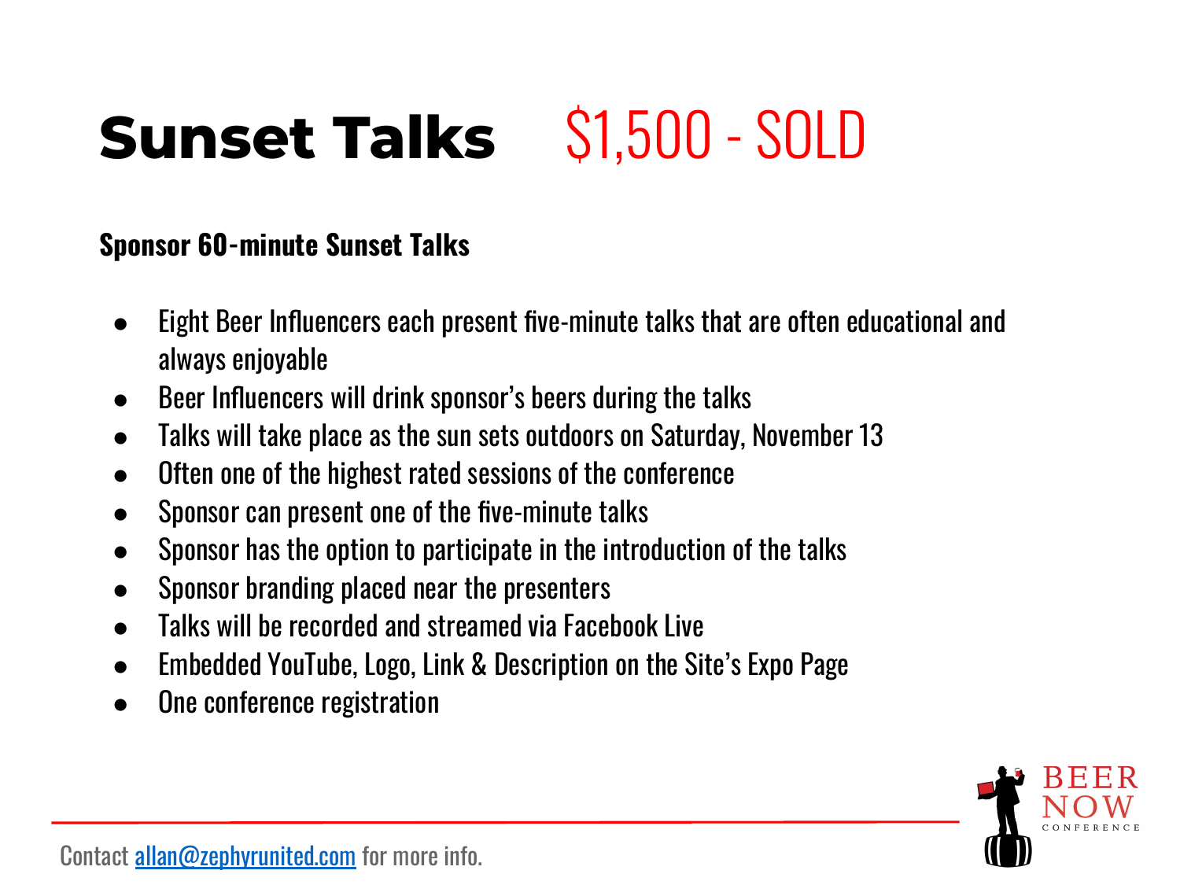# Sunset Talks $1,500 - SOLD

**Sponsor 60-minute Sunset Talks**

- Eight Beer Influencers each present five-minute talks that are often educational and always enjoyable
- Beer Influencers will drink sponsor's beers during the talks
- Talks will take place as the sun sets outdoors on Saturday, November 13
- Often one of the highest rated sessions of the conference
- Sponsor can present one of the five-minute talks
- Sponsor has the option to participate in the introduction of the talks
- Sponsor branding placed near the presenters
- Talks will be recorded and streamed via Facebook Live
- Embedded YouTube, Logo, Link & Description on the Site's Expo Page
- One conference registration

Contact [allan@zephyrunited.com](mailto:allan@zephyrunited.com) for more info.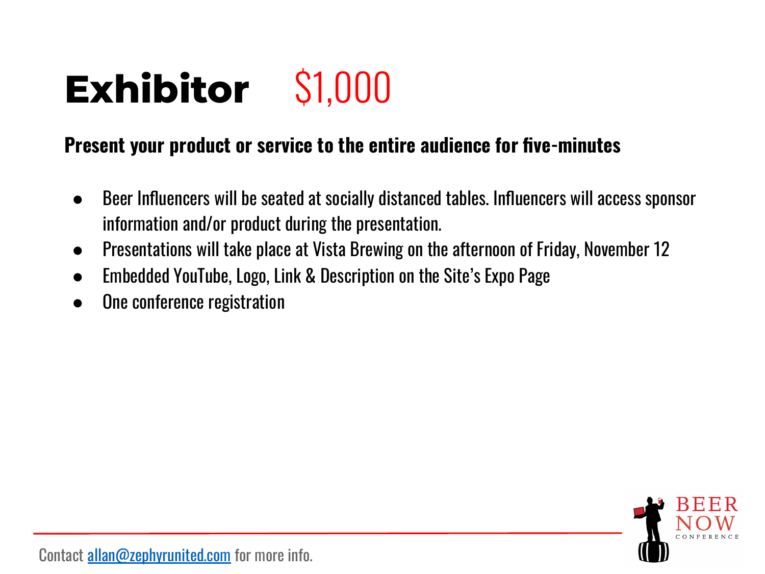# Exhibitor $1,000

**Present your product or service to the entire audience for five-minutes**

- Beer Influencers will be seated at socially distanced tables. Influencers will access sponsor information and/or product during the presentation.
- Presentations will take place at Vista Brewing on the afternoon of Friday, November 12
- Embedded YouTube, Logo, Link & Description on the Site's Expo Page
- One conference registration

Contact allan@zephyrunited.com for more info.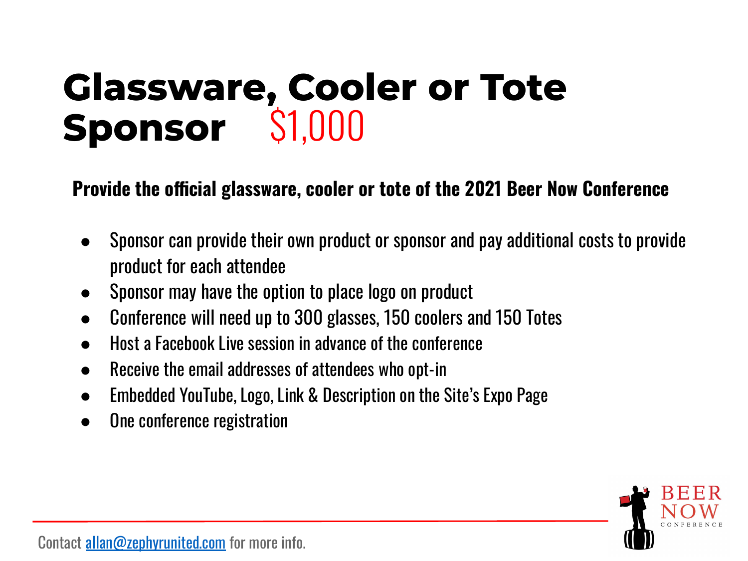# Glassware, Cooler or Tote Sponsor $1,000

**Provide the official glassware, cooler or tote of the 2021 Beer Now Conference**

- Sponsor can provide their own product or sponsor and pay additional costs to provide product for each attendee
- Sponsor may have the option to place logo on product
- Conference will need up to 300 glasses, 150 coolers and 150 Totes
- Host a Facebook Live session in advance of the conference
- Receive the email addresses of attendees who opt-in
- Embedded YouTube, Logo, Link & Description on the Site's Expo Page
- One conference registration

Contact allan@zephyrunited.com for more info.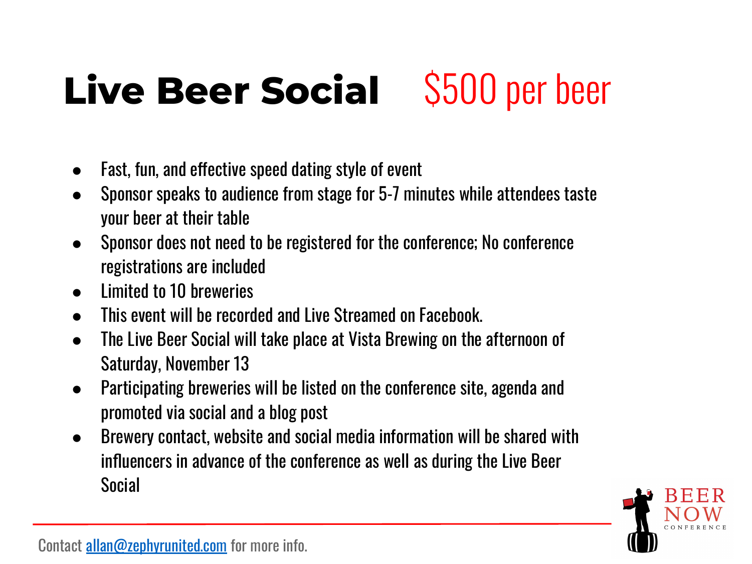# Live Beer Social $500 per beer

- Fast, fun, and effective speed dating style of event
- Sponsor speaks to audience from stage for 5-7 minutes while attendees taste your beer at their table
- Sponsor does not need to be registered for the conference; No conference registrations are included
- Limited to 10 breweries
- This event will be recorded and Live Streamed on Facebook.
- The Live Beer Social will take place at Vista Brewing on the afternoon of Saturday, November 13
- Participating breweries will be listed on the conference site, agenda and promoted via social and a blog post
- Brewery contact, website and social media information will be shared with influencers in advance of the conference as well as during the Live Beer Social

Contact allan@zephyrunited.com for more info.

BEER NOW CONFERENCE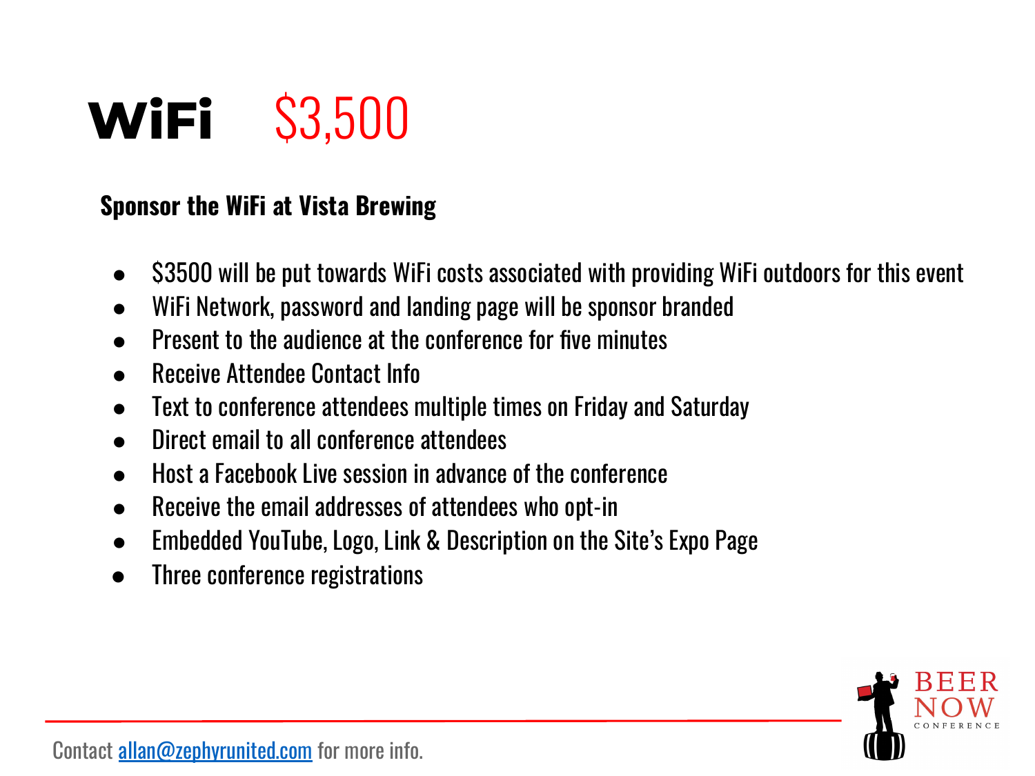# WiFi $3,500

**Sponsor the WiFi at Vista Brewing**

- $3500 will be put towards WiFi costs associated with providing WiFi outdoors for this event
- WiFi Network, password and landing page will be sponsor branded
- Present to the audience at the conference for five minutes
- Receive Attendee Contact Info
- Text to conference attendees multiple times on Friday and Saturday
- Direct email to all conference attendees
- Host a Facebook Live session in advance of the conference
- Receive the email addresses of attendees who opt-in
- Embedded YouTube, Logo, Link & Description on the Site's Expo Page
- Three conference registrations

Contact allan@zephyrunited.com for more info.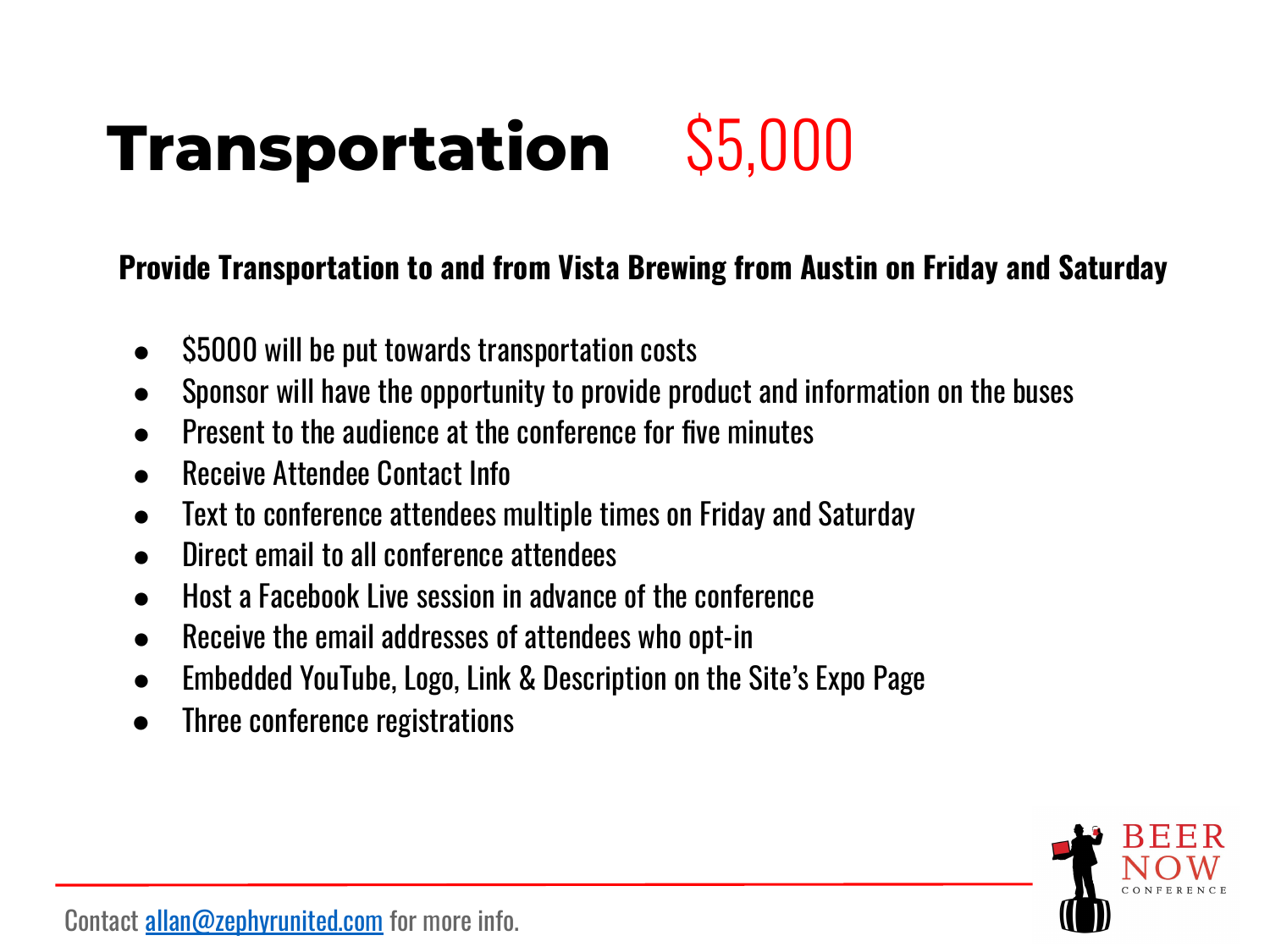# Transportation $5,000

**Provide Transportation to and from Vista Brewing from Austin on Friday and Saturday**

- $5000 will be put towards transportation costs
- Sponsor will have the opportunity to provide product and information on the buses
- Present to the audience at the conference for five minutes
- Receive Attendee Contact Info
- Text to conference attendees multiple times on Friday and Saturday
- Direct email to all conference attendees
- Host a Facebook Live session in advance of the conference
- Receive the email addresses of attendees who opt-in
- Embedded YouTube, Logo, Link & Description on the Site's Expo Page
- Three conference registrations

Contact allan@zephyrunited.com for more info.

BEER NOW CONFERENCE